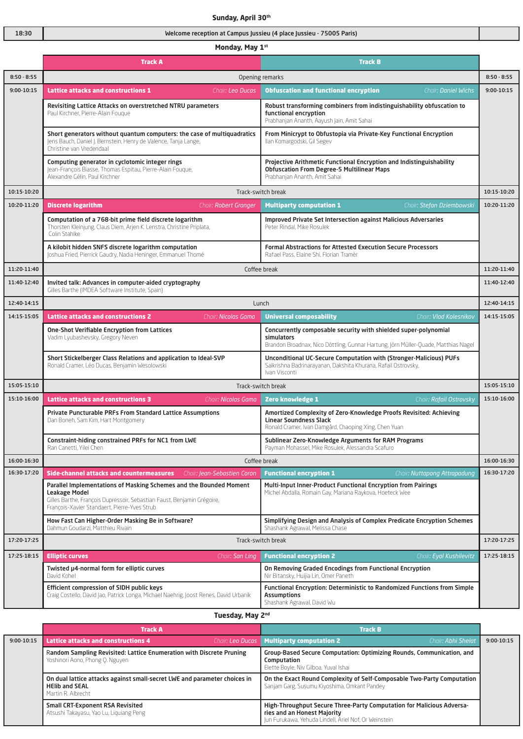### Sunday, April 30th

| | | |
|---|---|---|
| 18:30 | Welcome reception at Campus Jussieu (4 place Jussieu - 75005 Paris) | |

### Monday, May 1st

| Time | Track A | Track B | Time |
|---|---|---|---|
| 8:50 - 8:55 | Opening remarks | | 8:50 - 8:55 |
| 9:00-10:15 | **Lattice attacks and constructions 1** — *Chair: Leo Ducas* | **Obfuscation and functional encryption** — *Chair: Daniel Wichs* | 9:00-10:15 |
| | **Revisiting Lattice Attacks on overstretched NTRU parameters**<br>Paul Kirchner, Pierre-Alain Fouque | **Robust transforming combiners from indistinguishability obfuscation to functional encryption**<br>Prabhanjan Ananth, Aayush Jain, Amit Sahai | |
| | **Short generators without quantum computers: the case of multiquadratics**<br>Jens Bauch, Daniel J. Bernstein, Henry de Valence, Tanja Lange, Christine van Vredendaal | **From Minicrypt to Obfustopia via Private-Key Functional Encryption**<br>Ilan Komargodski, Gil Segev | |
| | **Computing generator in cyclotomic integer rings**<br>Jean-François Biasse, Thomas Espitau, Pierre-Alain Fouque, Alexandre Gélin, Paul Kirchner | **Projective Arithmetic Functional Encryption and Indistinguishability Obfuscation From Degree-5 Multilinear Maps**<br>Prabhanjan Ananth, Amit Sahai | |
| 10:15-10:20 | Track-switch break | | 10:15-10:20 |
| 10:20-11:20 | **Discrete logarithm** — *Chair: Robert Granger* | **Multiparty computation 1** — *Chair: Stefan Dziembowski* | 10:20-11:20 |
| | **Computation of a 768-bit prime field discrete logarithm**<br>Thorsten Kleinjung, Claus Diem, Arjen K. Lenstra, Christine Priplata, Colin Stahlke | **Improved Private Set Intersection against Malicious Adversaries**<br>Peter Rindal, Mike Rosulek | |
| | **A kilobit hidden SNFS discrete logarithm computation**<br>Joshua Fried, Pierrick Gaudry, Nadia Heninger, Emmanuel Thomé | **Formal Abstractions for Attested Execution Secure Processors**<br>Rafael Pass, Elaine Shi, Florian Tramèr | |
| 11:20-11:40 | Coffee break | | 11:20-11:40 |
| 11:40-12:40 | **Invited talk: Advances in computer-aided cryptography**<br>Gilles Barthe (IMDEA Software Institute, Spain) | | 11:40-12:40 |
| 12:40-14:15 | Lunch | | 12:40-14:15 |
| 14:15-15:05 | **Lattice attacks and constructions 2** — *Chair: Nicolas Gama* | **Universal composability** — *Chair: Vlad Kolesnikov* | 14:15-15:05 |
| | **One-Shot Verifiable Encryption from Lattices**<br>Vadim Lyubashevsky, Gregory Neven | **Concurrently composable security with shielded super-polynomial simulators**<br>Brandon Broadnax, Nico Döttling, Gunnar Hartung, Jörn Müller-Quade, Matthias Nagel | |
| | **Short Stickelberger Class Relations and application to Ideal-SVP**<br>Ronald Cramer, Léo Ducas, Benjamin Wesolowski | **Unconditional UC-Secure Computation with (Stronger-Malicious) PUFs**<br>Saikrishna Badrinarayanan, Dakshita Khurana, Rafail Ostrovsky, Ivan Visconti | |
| 15:05-15:10 | Track-switch break | | 15:05-15:10 |
| 15:10-16:00 | **Lattice attacks and constructions 3** — *Chair: Nicolas Gama* | **Zero knowledge 1** — *Chair: Rafail Ostrovsky* | 15:10-16:00 |
| | **Private Puncturable PRFs From Standard Lattice Assumptions**<br>Dan Boneh, Sam Kim, Hart Montgomery | **Amortized Complexity of Zero-Knowledge Proofs Revisited: Achieving Linear Soundness Slack**<br>Ronald Cramer, Ivan Damgård, Chaoping Xing, Chen Yuan | |
| | **Constraint-hiding constrained PRFs for NC1 from LWE**<br>Ran Canetti, Yilei Chen | **Sublinear Zero-Knowledge Arguments for RAM Programs**<br>Payman Mohassel, Mike Rosulek, Alessandra Scafuro | |
| 16:00-16:30 | Coffee break | | 16:00-16:30 |
| 16:30-17:20 | **Side-channel attacks and countermeasures** — *Chair: Jean-Sebastien Coron* | **Functional encryption 1** — *Chair: Nuttapong Attrapadung* | 16:30-17:20 |
| | **Parallel Implementations of Masking Schemes and the Bounded Moment Leakage Model**<br>Gilles Barthe, François Dupressoir, Sebastian Faust, Benjamin Grégoire, François-Xavier Standaert, Pierre-Yves Strub | **Multi-Input Inner-Product Functional Encryption from Pairings**<br>Michel Abdalla, Romain Gay, Mariana Raykova, Hoeteck Wee | |
| | **How Fast Can Higher-Order Masking Be in Software?**<br>Dahmun Goudarzi, Matthieu Rivain | **Simplifying Design and Analysis of Complex Predicate Encryption Schemes**<br>Shashank Agrawal, Melissa Chase | |
| 17:20-17:25 | Track-switch break | | 17:20-17:25 |
| 17:25-18:15 | **Elliptic curves** — *Chair: San Ling* | **Functional encryption 2** — *Chair: Eyal Kushilevitz* | 17:25-18:15 |
| | **Twisted μ4-normal form for elliptic curves**<br>David Kohel | **On Removing Graded Encodings from Functional Encryption**<br>Nir Bitansky, Huijia Lin, Omer Paneth | |
| | **Efficient compression of SIDH public keys**<br>Craig Costello, David Jao, Patrick Longa, Michael Naehrig, Joost Renes, David Urbanik | **Functional Encryption: Deterministic to Randomized Functions from Simple Assumptions**<br>Shashank Agrawal, David Wu | |

### Tuesday, May 2nd

| Time | Track A | Track B | Time |
|---|---|---|---|
| 9:00-10:15 | **Lattice attacks and constructions 4** — *Chair: Leo Ducas* | **Multiparty computation 2** — *Chair: Abhi Shelat* | 9:00-10:15 |
| | **Random Sampling Revisited: Lattice Enumeration with Discrete Pruning**<br>Yoshinori Aono, Phong Q. Nguyen | **Group-Based Secure Computation: Optimizing Rounds, Communication, and Computation**<br>Elette Boyle, Niv Gilboa, Yuval Ishai | |
| | **On dual lattice attacks against small-secret LWE and parameter choices in HElib and SEAL**<br>Martin R. Albrecht | **On the Exact Round Complexity of Self-Composable Two-Party Computation**<br>Sanjam Garg, Susumu Kiyoshima, Omkant Pandey | |
| | **Small CRT-Exponent RSA Revisited**<br>Atsushi Takayasu, Yao Lu, Liqiang Peng | **High-Throughput Secure Three-Party Computation for Malicious Adversaries and an Honest Majority**<br>Jun Furukawa, Yehuda Lindell, Ariel Nof, Or Weinstein | |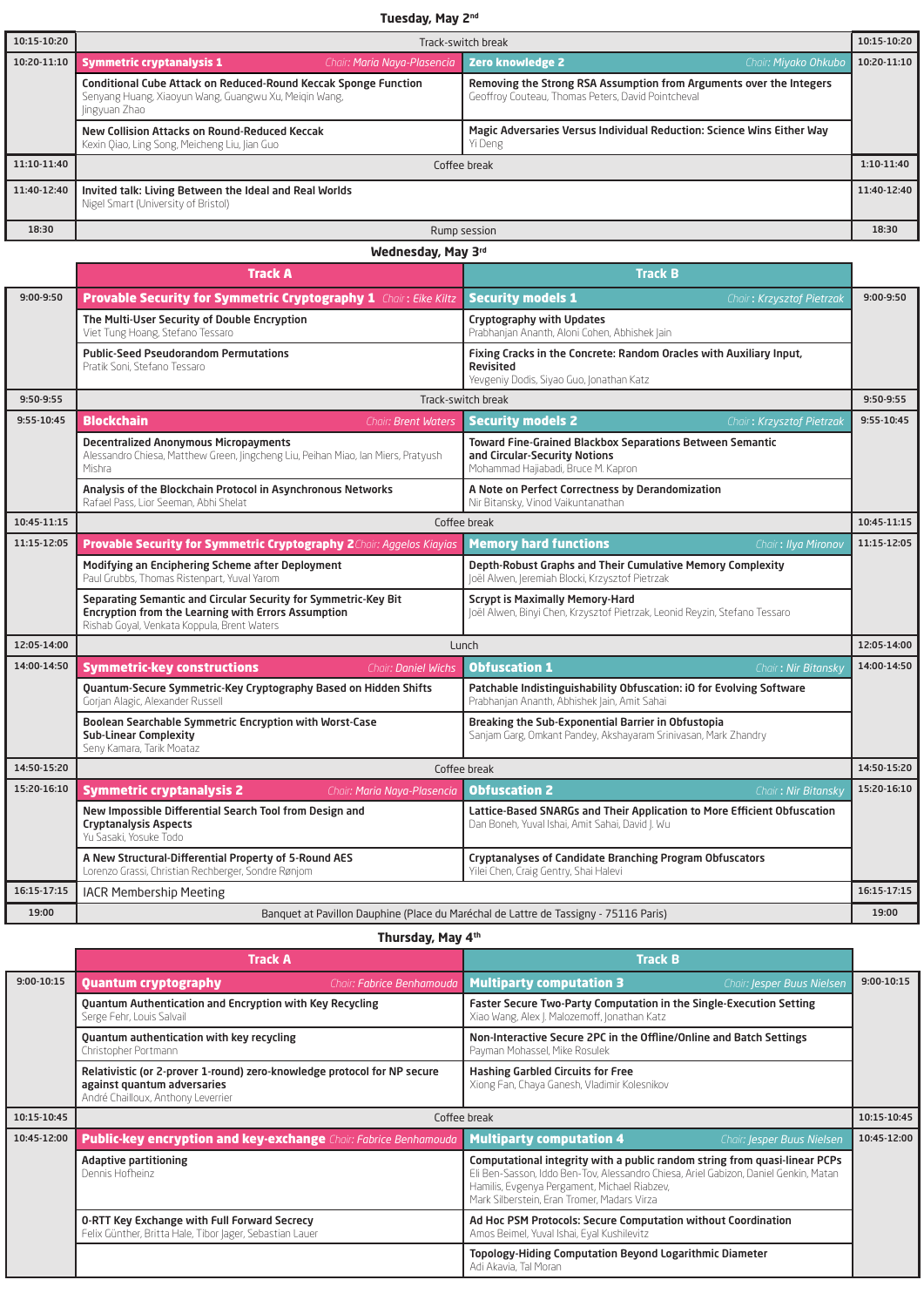### Tuesday, May 2nd

| | | | |
|---|---|---|---|
| 10:15-10:20 | Track-switch break | | 10:15-10:20 |
| 10:20-11:10 | **Symmetric cryptanalysis 1** *Chair: Maria Naya-Plasencia* | **Zero knowledge 2** *Chair: Miyako Ohkubo* | 10:20-11:10 |
| | **Conditional Cube Attack on Reduced-Round Keccak Sponge Function** Senyang Huang, Xiaoyun Wang, Guangwu Xu, Meiqin Wang, Jingyuan Zhao | **Removing the Strong RSA Assumption from Arguments over the Integers** Geoffroy Couteau, Thomas Peters, David Pointcheval | |
| | **New Collision Attacks on Round-Reduced Keccak** Kexin Qiao, Ling Song, Meicheng Liu, Jian Guo | **Magic Adversaries Versus Individual Reduction: Science Wins Either Way** Yi Deng | |
| 11:10-11:40 | Coffee break | | 1:10-11:40 |
| 11:40-12:40 | **Invited talk: Living Between the Ideal and Real Worlds** Nigel Smart (University of Bristol) | | 11:40-12:40 |
| 18:30 | Rump session | | 18:30 |

### Wednesday, May 3rd

| | Track A | Track B | |
|---|---|---|---|
| 9:00-9:50 | **Provable Security for Symmetric Cryptography 1** *Chair: Eike Kiltz* | **Security models 1** *Chair: Krzysztof Pietrzak* | 9:00-9:50 |
| | **The Multi-User Security of Double Encryption** Viet Tung Hoang, Stefano Tessaro | **Cryptography with Updates** Prabhanjan Ananth, Aloni Cohen, Abhishek Jain | |
| | **Public-Seed Pseudorandom Permutations** Pratik Soni, Stefano Tessaro | **Fixing Cracks in the Concrete: Random Oracles with Auxiliary Input, Revisited** Yevgeniy Dodis, Siyao Guo, Jonathan Katz | |
| 9:50-9:55 | Track-switch break | | 9:50-9:55 |
| 9:55-10:45 | **Blockchain** *Chair: Brent Waters* | **Security models 2** *Chair: Krzysztof Pietrzak* | 9:55-10:45 |
| | **Decentralized Anonymous Micropayments** Alessandro Chiesa, Matthew Green, Jingcheng Liu, Peihan Miao, Ian Miers, Pratyush Mishra | **Toward Fine-Grained Blackbox Separations Between Semantic and Circular-Security Notions** Mohammad Hajiabadi, Bruce M. Kapron | |
| | **Analysis of the Blockchain Protocol in Asynchronous Networks** Rafael Pass, Lior Seeman, Abhi Shelat | **A Note on Perfect Correctness by Derandomization** Nir Bitansky, Vinod Vaikuntanathan | |
| 10:45-11:15 | Coffee break | | 10:45-11:15 |
| 11:15-12:05 | **Provable Security for Symmetric Cryptography 2** *Chair: Aggelos Kiayias* | **Memory hard functions** *Chair: Ilya Mironov* | 11:15-12:05 |
| | **Modifying an Enciphering Scheme after Deployment** Paul Grubbs, Thomas Ristenpart, Yuval Yarom | **Depth-Robust Graphs and Their Cumulative Memory Complexity** Joël Alwen, Jeremiah Blocki, Krzysztof Pietrzak | |
| | **Separating Semantic and Circular Security for Symmetric-Key Bit Encryption from the Learning with Errors Assumption** Rishab Goyal, Venkata Koppula, Brent Waters | **Scrypt is Maximally Memory-Hard** Joël Alwen, Binyi Chen, Krzysztof Pietrzak, Leonid Reyzin, Stefano Tessaro | |
| 12:05-14:00 | Lunch | | 12:05-14:00 |
| 14:00-14:50 | **Symmetric-key constructions** *Chair: Daniel Wichs* | **Obfuscation 1** *Chair: Nir Bitansky* | 14:00-14:50 |
| | **Quantum-Secure Symmetric-Key Cryptography Based on Hidden Shifts** Gorjan Alagic, Alexander Russell | **Patchable Indistinguishability Obfuscation: iO for Evolving Software** Prabhanjan Ananth, Abhishek Jain, Amit Sahai | |
| | **Boolean Searchable Symmetric Encryption with Worst-Case Sub-Linear Complexity** Seny Kamara, Tarik Moataz | **Breaking the Sub-Exponential Barrier in Obfustopia** Sanjam Garg, Omkant Pandey, Akshayaram Srinivasan, Mark Zhandry | |
| 14:50-15:20 | Coffee break | | 14:50-15:20 |
| 15:20-16:10 | **Symmetric cryptanalysis 2** *Chair: Maria Naya-Plasencia* | **Obfuscation 2** *Chair: Nir Bitansky* | 15:20-16:10 |
| | **New Impossible Differential Search Tool from Design and Cryptanalysis Aspects** Yu Sasaki, Yosuke Todo | **Lattice-Based SNARGs and Their Application to More Efficient Obfuscation** Dan Boneh, Yuval Ishai, Amit Sahai, David J. Wu | |
| | **A New Structural-Differential Property of 5-Round AES** Lorenzo Grassi, Christian Rechberger, Sondre Rønjom | **Cryptanalyses of Candidate Branching Program Obfuscators** Yilei Chen, Craig Gentry, Shai Halevi | |
| 16:15-17:15 | IACR Membership Meeting | | 16:15-17:15 |
| 19:00 | Banquet at Pavillon Dauphine (Place du Maréchal de Lattre de Tassigny - 75116 Paris) | | 19:00 |

### Thursday, May 4th

| | Track A | Track B | |
|---|---|---|---|
| 9:00-10:15 | **Quantum cryptography** *Chair: Fabrice Benhamouda* | **Multiparty computation 3** *Chair: Jesper Buus Nielsen* | 9:00-10:15 |
| | **Quantum Authentication and Encryption with Key Recycling** Serge Fehr, Louis Salvail | **Faster Secure Two-Party Computation in the Single-Execution Setting** Xiao Wang, Alex J. Malozemoff, Jonathan Katz | |
| | **Quantum authentication with key recycling** Christopher Portmann | **Non-Interactive Secure 2PC in the Offline/Online and Batch Settings** Payman Mohassel, Mike Rosulek | |
| | **Relativistic (or 2-prover 1-round) zero-knowledge protocol for NP secure against quantum adversaries** André Chailloux, Anthony Leverrier | **Hashing Garbled Circuits for Free** Xiong Fan, Chaya Ganesh, Vladimir Kolesnikov | |
| 10:15-10:45 | Coffee break | | 10:15-10:45 |
| 10:45-12:00 | **Public-key encryption and key-exchange** *Chair: Fabrice Benhamouda* | **Multiparty computation 4** *Chair: Jesper Buus Nielsen* | 10:45-12:00 |
| | **Adaptive partitioning** Dennis Hofheinz | **Computational integrity with a public random string from quasi-linear PCPs** Eli Ben-Sasson, Iddo Ben-Tov, Alessandro Chiesa, Ariel Gabizon, Daniel Genkin, Matan Hamilis, Evgenya Pergament, Michael Riabzev, Mark Silberstein, Eran Tromer, Madars Virza | |
| | **0-RTT Key Exchange with Full Forward Secrecy** Felix Günther, Britta Hale, Tibor Jager, Sebastian Lauer | **Ad Hoc PSM Protocols: Secure Computation without Coordination** Amos Beimel, Yuval Ishai, Eyal Kushilevitz | |
| | | **Topology-Hiding Computation Beyond Logarithmic Diameter** Adi Akavia, Tal Moran | |